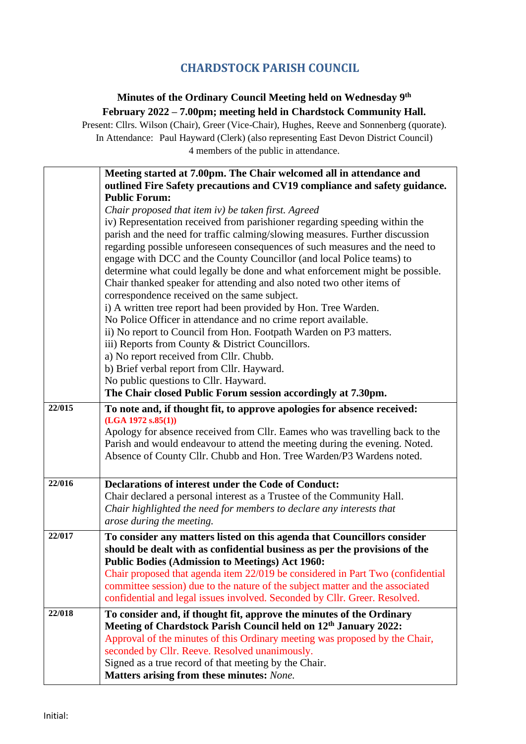## CHARDSTOCK PARISH COUNCIL

**Minutes of the Ordinary Council Meeting held on Wednesday 9th February 2022 – 7.00pm; meeting held in Chardstock Community Hall.**

Present: Cllrs. Wilson (Chair), Greer (Vice-Chair), Hughes, Reeve and Sonnenberg (quorate).
In Attendance: Paul Hayward (Clerk) (also representing East Devon District Council)
4 members of the public in attendance.

| | |
|---|---|
| | **Meeting started at 7.00pm. The Chair welcomed all in attendance and outlined Fire Safety precautions and CV19 compliance and safety guidance.** <br> **Public Forum:** <br> *Chair proposed that item iv) be taken first. Agreed* <br> iv) Representation received from parishioner regarding speeding within the parish and the need for traffic calming/slowing measures. Further discussion regarding possible unforeseen consequences of such measures and the need to engage with DCC and the County Councillor (and local Police teams) to determine what could legally be done and what enforcement might be possible. Chair thanked speaker for attending and also noted two other items of correspondence received on the same subject. <br> i) A written tree report had been provided by Hon. Tree Warden. <br> No Police Officer in attendance and no crime report available. <br> ii) No report to Council from Hon. Footpath Warden on P3 matters. <br> iii) Reports from County & District Councillors. <br> a) No report received from Cllr. Chubb. <br> b) Brief verbal report from Cllr. Hayward. <br> No public questions to Cllr. Hayward. <br> **The Chair closed Public Forum session accordingly at 7.30pm.** |
| **22/015** | **To note and, if thought fit, to approve apologies for absence received:** **(LGA 1972 s.85(1))** <br> Apology for absence received from Cllr. Eames who was travelling back to the Parish and would endeavour to attend the meeting during the evening. Noted. Absence of County Cllr. Chubb and Hon. Tree Warden/P3 Wardens noted. |
| **22/016** | **Declarations of interest under the Code of Conduct:** <br> Chair declared a personal interest as a Trustee of the Community Hall. <br> *Chair highlighted the need for members to declare any interests that arose during the meeting.* |
| **22/017** | **To consider any matters listed on this agenda that Councillors consider should be dealt with as confidential business as per the provisions of the Public Bodies (Admission to Meetings) Act 1960:** <br> Chair proposed that agenda item 22/019 be considered in Part Two (confidential committee session) due to the nature of the subject matter and the associated confidential and legal issues involved. Seconded by Cllr. Greer. Resolved. |
| **22/018** | **To consider and, if thought fit, approve the minutes of the Ordinary Meeting of Chardstock Parish Council held on 12th January 2022:** <br> Approval of the minutes of this Ordinary meeting was proposed by the Chair, seconded by Cllr. Reeve. Resolved unanimously. <br> Signed as a true record of that meeting by the Chair. <br> **Matters arising from these minutes:** *None.* |

Initial: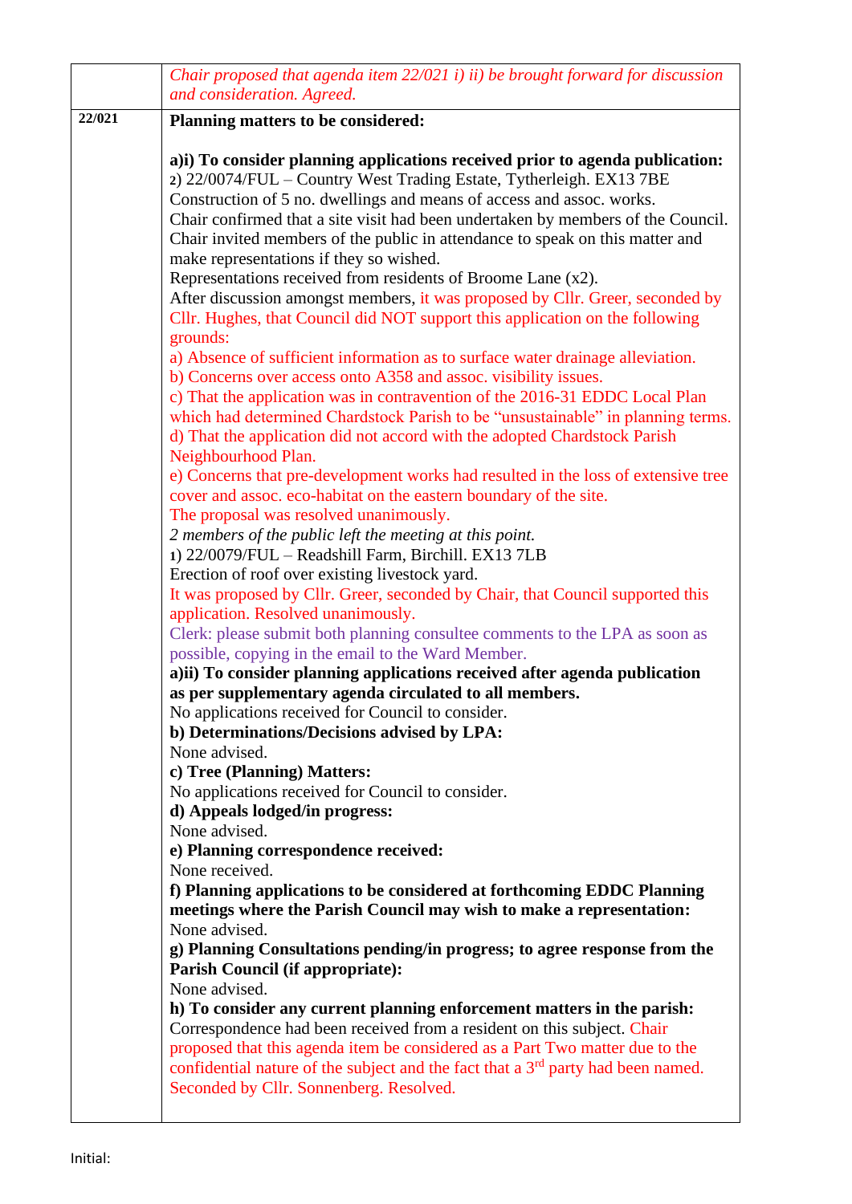| | |
|---|---|
| | *Chair proposed that agenda item 22/021 i) ii) be brought forward for discussion and consideration. Agreed.* |
| **22/021** | **Planning matters to be considered:**<br><br>**a)i) To consider planning applications received prior to agenda publication:**<br>2) 22/0074/FUL – Country West Trading Estate, Tytherleigh. EX13 7BE<br>Construction of 5 no. dwellings and means of access and assoc. works.<br>Chair confirmed that a site visit had been undertaken by members of the Council.<br>Chair invited members of the public in attendance to speak on this matter and make representations if they so wished.<br>Representations received from residents of Broome Lane (x2).<br>After discussion amongst members, it was proposed by Cllr. Greer, seconded by Cllr. Hughes, that Council did NOT support this application on the following grounds:<br>a) Absence of sufficient information as to surface water drainage alleviation.<br>b) Concerns over access onto A358 and assoc. visibility issues.<br>c) That the application was in contravention of the 2016-31 EDDC Local Plan which had determined Chardstock Parish to be "unsustainable" in planning terms.<br>d) That the application did not accord with the adopted Chardstock Parish Neighbourhood Plan.<br>e) Concerns that pre-development works had resulted in the loss of extensive tree cover and assoc. eco-habitat on the eastern boundary of the site.<br>The proposal was resolved unanimously.<br>*2 members of the public left the meeting at this point.*<br>1) 22/0079/FUL – Readshill Farm, Birchill. EX13 7LB<br>Erection of roof over existing livestock yard.<br>It was proposed by Cllr. Greer, seconded by Chair, that Council supported this application. Resolved unanimously.<br>Clerk: please submit both planning consultee comments to the LPA as soon as possible, copying in the email to the Ward Member.<br>**a)ii) To consider planning applications received after agenda publication as per supplementary agenda circulated to all members.**<br>No applications received for Council to consider.<br>**b) Determinations/Decisions advised by LPA:**<br>None advised.<br>**c) Tree (Planning) Matters:**<br>No applications received for Council to consider.<br>**d) Appeals lodged/in progress:**<br>None advised.<br>**e) Planning correspondence received:**<br>None received.<br>**f) Planning applications to be considered at forthcoming EDDC Planning meetings where the Parish Council may wish to make a representation:**<br>None advised.<br>**g) Planning Consultations pending/in progress; to agree response from the Parish Council (if appropriate):**<br>None advised.<br>**h) To consider any current planning enforcement matters in the parish:**<br>Correspondence had been received from a resident on this subject. Chair proposed that this agenda item be considered as a Part Two matter due to the confidential nature of the subject and the fact that a 3rd party had been named. Seconded by Cllr. Sonnenberg. Resolved. |

Initial: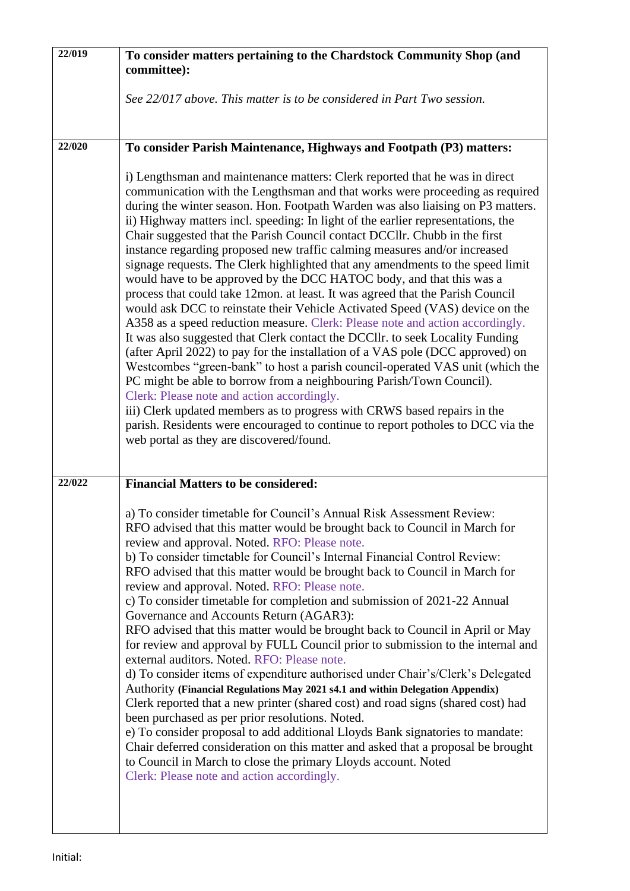| | |
|---|---|
| 22/019 | **To consider matters pertaining to the Chardstock Community Shop (and committee):**<br><br>*See 22/017 above. This matter is to be considered in Part Two session.* |
| 22/020 | **To consider Parish Maintenance, Highways and Footpath (P3) matters:**<br><br>i) Lengthsman and maintenance matters: Clerk reported that he was in direct communication with the Lengthsman and that works were proceeding as required during the winter season. Hon. Footpath Warden was also liaising on P3 matters.<br>ii) Highway matters incl. speeding: In light of the earlier representations, the Chair suggested that the Parish Council contact DCCllr. Chubb in the first instance regarding proposed new traffic calming measures and/or increased signage requests. The Clerk highlighted that any amendments to the speed limit would have to be approved by the DCC HATOC body, and that this was a process that could take 12mon. at least. It was agreed that the Parish Council would ask DCC to reinstate their Vehicle Activated Speed (VAS) device on the A358 as a speed reduction measure. Clerk: Please note and action accordingly.<br>It was also suggested that Clerk contact the DCCllr. to seek Locality Funding (after April 2022) to pay for the installation of a VAS pole (DCC approved) on Westcombes "green-bank" to host a parish council-operated VAS unit (which the PC might be able to borrow from a neighbouring Parish/Town Council).<br>Clerk: Please note and action accordingly.<br>iii) Clerk updated members as to progress with CRWS based repairs in the parish. Residents were encouraged to continue to report potholes to DCC via the web portal as they are discovered/found. |
| 22/022 | **Financial Matters to be considered:**<br><br>a) To consider timetable for Council's Annual Risk Assessment Review:<br>RFO advised that this matter would be brought back to Council in March for review and approval. Noted. RFO: Please note.<br>b) To consider timetable for Council's Internal Financial Control Review:<br>RFO advised that this matter would be brought back to Council in March for review and approval. Noted. RFO: Please note.<br>c) To consider timetable for completion and submission of 2021-22 Annual Governance and Accounts Return (AGAR3):<br>RFO advised that this matter would be brought back to Council in April or May for review and approval by FULL Council prior to submission to the internal and external auditors. Noted. RFO: Please note.<br>d) To consider items of expenditure authorised under Chair's/Clerk's Delegated Authority **(Financial Regulations May 2021 s4.1 and within Delegation Appendix)**<br>Clerk reported that a new printer (shared cost) and road signs (shared cost) had been purchased as per prior resolutions. Noted.<br>e) To consider proposal to add additional Lloyds Bank signatories to mandate:<br>Chair deferred consideration on this matter and asked that a proposal be brought to Council in March to close the primary Lloyds account. Noted<br>Clerk: Please note and action accordingly. |

Initial: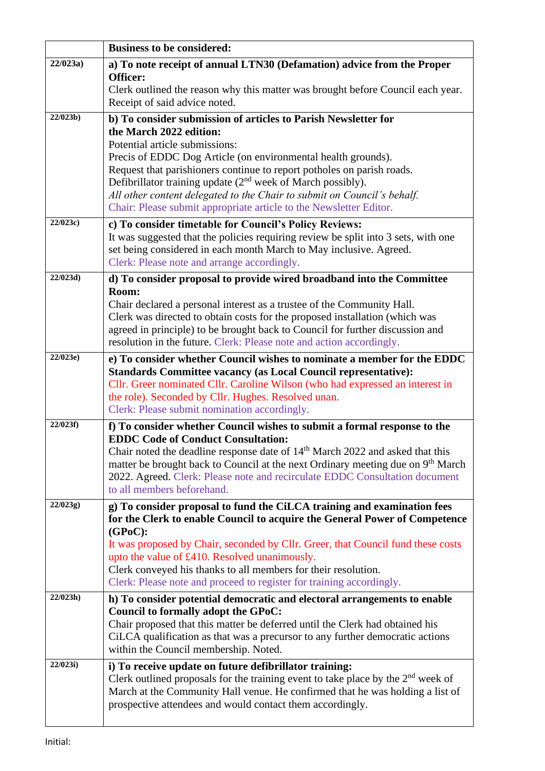| | **Business to be considered:** |
|---|---|
| **22/023a)** | **a) To note receipt of annual LTN30 (Defamation) advice from the Proper Officer:** Clerk outlined the reason why this matter was brought before Council each year. Receipt of said advice noted. |
| **22/023b)** | **b) To consider submission of articles to Parish Newsletter for the March 2022 edition:** Potential article submissions: Precis of EDDC Dog Article (on environmental health grounds). Request that parishioners continue to report potholes on parish roads. Defibrillator training update (2nd week of March possibly). *All other content delegated to the Chair to submit on Council's behalf.* Chair: Please submit appropriate article to the Newsletter Editor. |
| **22/023c)** | **c) To consider timetable for Council's Policy Reviews:** It was suggested that the policies requiring review be split into 3 sets, with one set being considered in each month March to May inclusive. Agreed. Clerk: Please note and arrange accordingly. |
| **22/023d)** | **d) To consider proposal to provide wired broadband into the Committee Room:** Chair declared a personal interest as a trustee of the Community Hall. Clerk was directed to obtain costs for the proposed installation (which was agreed in principle) to be brought back to Council for further discussion and resolution in the future. Clerk: Please note and action accordingly. |
| **22/023e)** | **e) To consider whether Council wishes to nominate a member for the EDDC Standards Committee vacancy (as Local Council representative):** Cllr. Greer nominated Cllr. Caroline Wilson (who had expressed an interest in the role). Seconded by Cllr. Hughes. Resolved unan. Clerk: Please submit nomination accordingly. |
| **22/023f)** | **f) To consider whether Council wishes to submit a formal response to the EDDC Code of Conduct Consultation:** Chair noted the deadline response date of 14th March 2022 and asked that this matter be brought back to Council at the next Ordinary meeting due on 9th March 2022. Agreed. Clerk: Please note and recirculate EDDC Consultation document to all members beforehand. |
| **22/023g)** | **g) To consider proposal to fund the CiLCA training and examination fees for the Clerk to enable Council to acquire the General Power of Competence (GPoC):** It was proposed by Chair, seconded by Cllr. Greer, that Council fund these costs upto the value of £410. Resolved unanimously. Clerk conveyed his thanks to all members for their resolution. Clerk: Please note and proceed to register for training accordingly. |
| **22/023h)** | **h) To consider potential democratic and electoral arrangements to enable Council to formally adopt the GPoC:** Chair proposed that this matter be deferred until the Clerk had obtained his CiLCA qualification as that was a precursor to any further democratic actions within the Council membership. Noted. |
| **22/023i)** | **i) To receive update on future defibrillator training:** Clerk outlined proposals for the training event to take place by the 2nd week of March at the Community Hall venue. He confirmed that he was holding a list of prospective attendees and would contact them accordingly. |

Initial: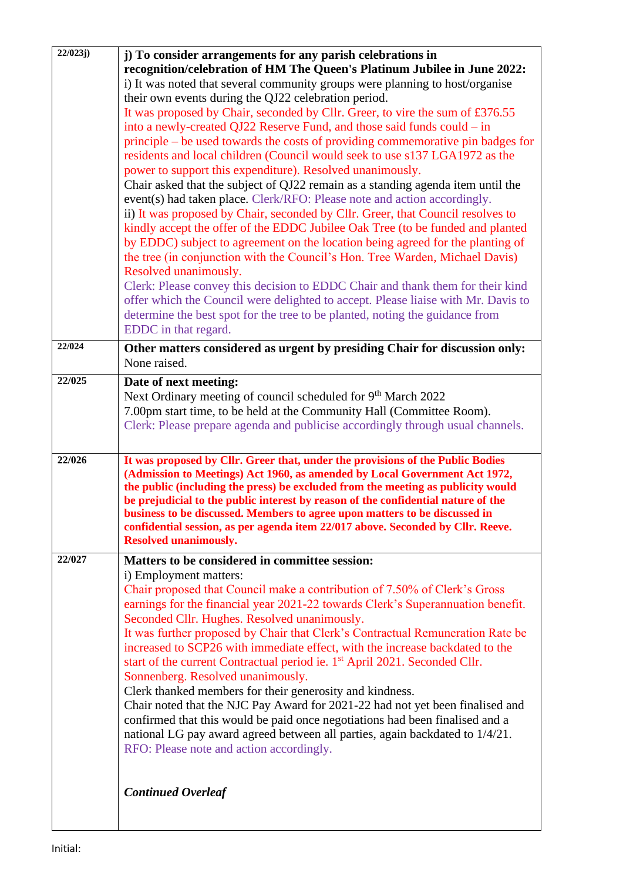| | |
|---|---|
| 22/023j) | **j) To consider arrangements for any parish celebrations in recognition/celebration of HM The Queen's Platinum Jubilee in June 2022:**<br>i) It was noted that several community groups were planning to host/organise their own events during the QJ22 celebration period.<br>It was proposed by Chair, seconded by Cllr. Greer, to vire the sum of £376.55 into a newly-created QJ22 Reserve Fund, and those said funds could – in principle – be used towards the costs of providing commemorative pin badges for residents and local children (Council would seek to use s137 LGA1972 as the power to support this expenditure). Resolved unanimously.<br>Chair asked that the subject of QJ22 remain as a standing agenda item until the event(s) had taken place. Clerk/RFO: Please note and action accordingly.<br>ii) It was proposed by Chair, seconded by Cllr. Greer, that Council resolves to kindly accept the offer of the EDDC Jubilee Oak Tree (to be funded and planted by EDDC) subject to agreement on the location being agreed for the planting of the tree (in conjunction with the Council's Hon. Tree Warden, Michael Davis) Resolved unanimously.<br>Clerk: Please convey this decision to EDDC Chair and thank them for their kind offer which the Council were delighted to accept. Please liaise with Mr. Davis to determine the best spot for the tree to be planted, noting the guidance from EDDC in that regard. |
| 22/024 | **Other matters considered as urgent by presiding Chair for discussion only:**<br>None raised. |
| 22/025 | **Date of next meeting:**<br>Next Ordinary meeting of council scheduled for 9th March 2022<br>7.00pm start time, to be held at the Community Hall (Committee Room).<br>Clerk: Please prepare agenda and publicise accordingly through usual channels. |
| 22/026 | **It was proposed by Cllr. Greer that, under the provisions of the Public Bodies (Admission to Meetings) Act 1960, as amended by Local Government Act 1972, the public (including the press) be excluded from the meeting as publicity would be prejudicial to the public interest by reason of the confidential nature of the business to be discussed. Members to agree upon matters to be discussed in confidential session, as per agenda item 22/017 above. Seconded by Cllr. Reeve. Resolved unanimously.** |
| 22/027 | **Matters to be considered in committee session:**<br>i) Employment matters:<br>Chair proposed that Council make a contribution of 7.50% of Clerk's Gross earnings for the financial year 2021-22 towards Clerk's Superannuation benefit. Seconded Cllr. Hughes. Resolved unanimously.<br>It was further proposed by Chair that Clerk's Contractual Remuneration Rate be increased to SCP26 with immediate effect, with the increase backdated to the start of the current Contractual period ie. 1st April 2021. Seconded Cllr. Sonnenberg. Resolved unanimously.<br>Clerk thanked members for their generosity and kindness.<br>Chair noted that the NJC Pay Award for 2021-22 had not yet been finalised and confirmed that this would be paid once negotiations had been finalised and a national LG pay award agreed between all parties, again backdated to 1/4/21.<br>RFO: Please note and action accordingly.<br><br>***Continued Overleaf*** |

Initial: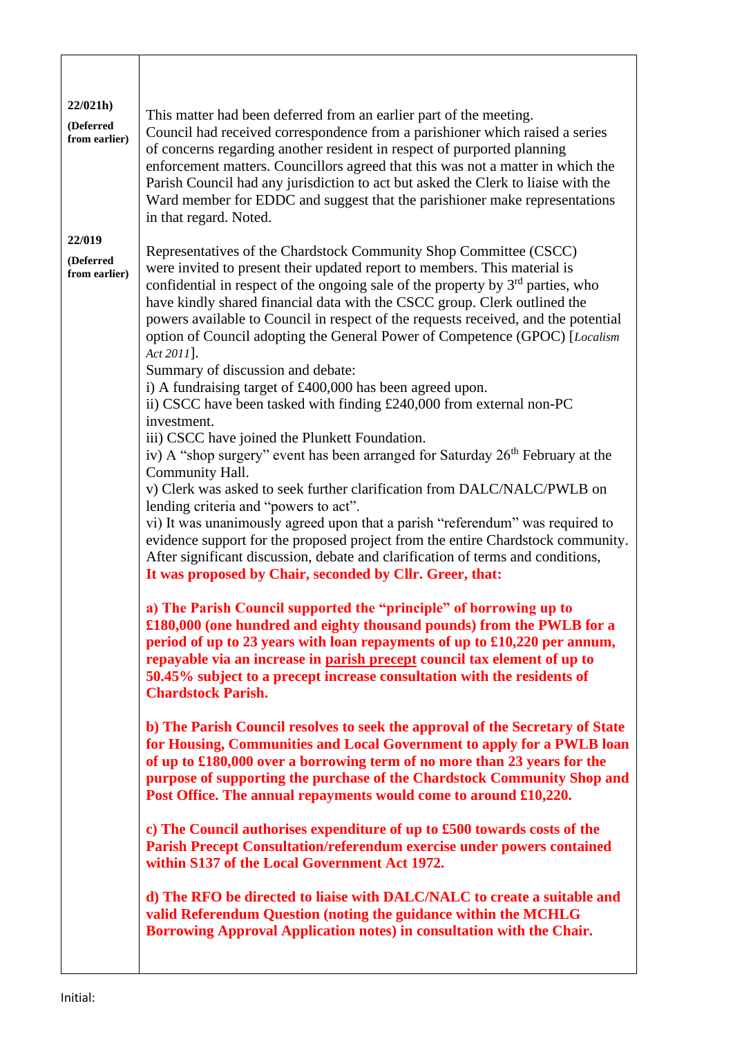| | |
|---|---|
| **22/021h)** **(Deferred from earlier)** | This matter had been deferred from an earlier part of the meeting. Council had received correspondence from a parishioner which raised a series of concerns regarding another resident in respect of purported planning enforcement matters. Councillors agreed that this was not a matter in which the Parish Council had any jurisdiction to act but asked the Clerk to liaise with the Ward member for EDDC and suggest that the parishioner make representations in that regard. Noted. |
| **22/019** **(Deferred from earlier)** | Representatives of the Chardstock Community Shop Committee (CSCC) were invited to present their updated report to members. This material is confidential in respect of the ongoing sale of the property by 3rd parties, who have kindly shared financial data with the CSCC group. Clerk outlined the powers available to Council in respect of the requests received, and the potential option of Council adopting the General Power of Competence (GPOC) [*Localism Act 2011*].<br>Summary of discussion and debate:<br>i) A fundraising target of £400,000 has been agreed upon.<br>ii) CSCC have been tasked with finding £240,000 from external non-PC investment.<br>iii) CSCC have joined the Plunkett Foundation.<br>iv) A "shop surgery" event has been arranged for Saturday 26th February at the Community Hall.<br>v) Clerk was asked to seek further clarification from DALC/NALC/PWLB on lending criteria and "powers to act".<br>vi) It was unanimously agreed upon that a parish "referendum" was required to evidence support for the proposed project from the entire Chardstock community.<br>After significant discussion, debate and clarification of terms and conditions,<br>**It was proposed by Chair, seconded by Cllr. Greer, that:**<br><br>**a) The Parish Council supported the "principle" of borrowing up to £180,000 (one hundred and eighty thousand pounds) from the PWLB for a period of up to 23 years with loan repayments of up to £10,220 per annum, repayable via an increase in <u>parish precept</u> council tax element of up to 50.45% subject to a precept increase consultation with the residents of Chardstock Parish.**<br><br>**b) The Parish Council resolves to seek the approval of the Secretary of State for Housing, Communities and Local Government to apply for a PWLB loan of up to £180,000 over a borrowing term of no more than 23 years for the purpose of supporting the purchase of the Chardstock Community Shop and Post Office. The annual repayments would come to around £10,220.**<br><br>**c) The Council authorises expenditure of up to £500 towards costs of the Parish Precept Consultation/referendum exercise under powers contained within S137 of the Local Government Act 1972.**<br><br>**d) The RFO be directed to liaise with DALC/NALC to create a suitable and valid Referendum Question (noting the guidance within the MCHLG Borrowing Approval Application notes) in consultation with the Chair.** |

Initial: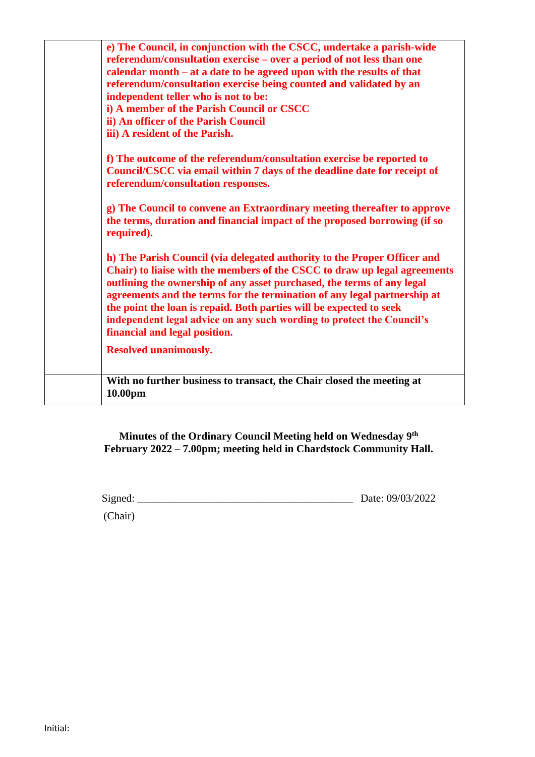| | |
|---|---|
| | **e) The Council, in conjunction with the CSCC, undertake a parish-wide referendum/consultation exercise – over a period of not less than one calendar month – at a date to be agreed upon with the results of that referendum/consultation exercise being counted and validated by an independent teller who is not to be:**<br>**i) A member of the Parish Council or CSCC**<br>**ii) An officer of the Parish Council**<br>**iii) A resident of the Parish.**<br><br>**f) The outcome of the referendum/consultation exercise be reported to Council/CSCC via email within 7 days of the deadline date for receipt of referendum/consultation responses.**<br><br>**g) The Council to convene an Extraordinary meeting thereafter to approve the terms, duration and financial impact of the proposed borrowing (if so required).**<br><br>**h) The Parish Council (via delegated authority to the Proper Officer and Chair) to liaise with the members of the CSCC to draw up legal agreements outlining the ownership of any asset purchased, the terms of any legal agreements and the terms for the termination of any legal partnership at the point the loan is repaid. Both parties will be expected to seek independent legal advice on any such wording to protect the Council's financial and legal position.**<br><br>**Resolved unanimously.** |
| | **With no further business to transact, the Chair closed the meeting at 10.00pm** |

**Minutes of the Ordinary Council Meeting held on Wednesday 9th February 2022 – 7.00pm; meeting held in Chardstock Community Hall.**

Signed: ________________________________________ Date: 09/03/2022

(Chair)

Initial: